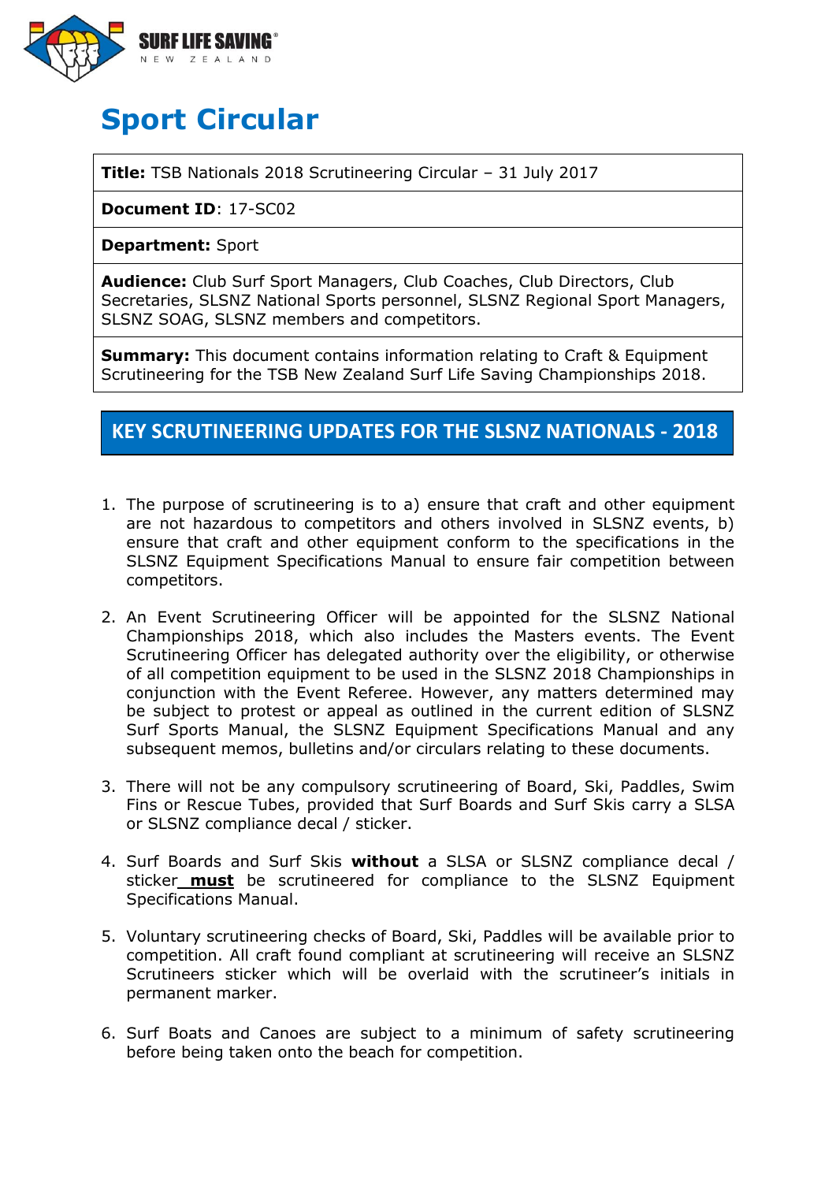SURF LIFE SAVING
NEW ZEALAND

# Sport Circular

| |
|---|
| **Title:** TSB Nationals 2018 Scrutineering Circular – 31 July 2017 |
| **Document ID**: 17-SC02 |
| **Department:** Sport |
| **Audience:** Club Surf Sport Managers, Club Coaches, Club Directors, Club Secretaries, SLSNZ National Sports personnel, SLSNZ Regional Sport Managers, SLSNZ SOAG, SLSNZ members and competitors. |
| **Summary:** This document contains information relating to Craft & Equipment Scrutineering for the TSB New Zealand Surf Life Saving Championships 2018. |

## KEY SCRUTINEERING UPDATES FOR THE SLSNZ NATIONALS - 2018

1. The purpose of scrutineering is to a) ensure that craft and other equipment are not hazardous to competitors and others involved in SLSNZ events, b) ensure that craft and other equipment conform to the specifications in the SLSNZ Equipment Specifications Manual to ensure fair competition between competitors.

2. An Event Scrutineering Officer will be appointed for the SLSNZ National Championships 2018, which also includes the Masters events. The Event Scrutineering Officer has delegated authority over the eligibility, or otherwise of all competition equipment to be used in the SLSNZ 2018 Championships in conjunction with the Event Referee. However, any matters determined may be subject to protest or appeal as outlined in the current edition of SLSNZ Surf Sports Manual, the SLSNZ Equipment Specifications Manual and any subsequent memos, bulletins and/or circulars relating to these documents.

3. There will not be any compulsory scrutineering of Board, Ski, Paddles, Swim Fins or Rescue Tubes, provided that Surf Boards and Surf Skis carry a SLSA or SLSNZ compliance decal / sticker.

4. Surf Boards and Surf Skis **without** a SLSA or SLSNZ compliance decal / sticker **must** be scrutineered for compliance to the SLSNZ Equipment Specifications Manual.

5. Voluntary scrutineering checks of Board, Ski, Paddles will be available prior to competition. All craft found compliant at scrutineering will receive an SLSNZ Scrutineers sticker which will be overlaid with the scrutineer's initials in permanent marker.

6. Surf Boats and Canoes are subject to a minimum of safety scrutineering before being taken onto the beach for competition.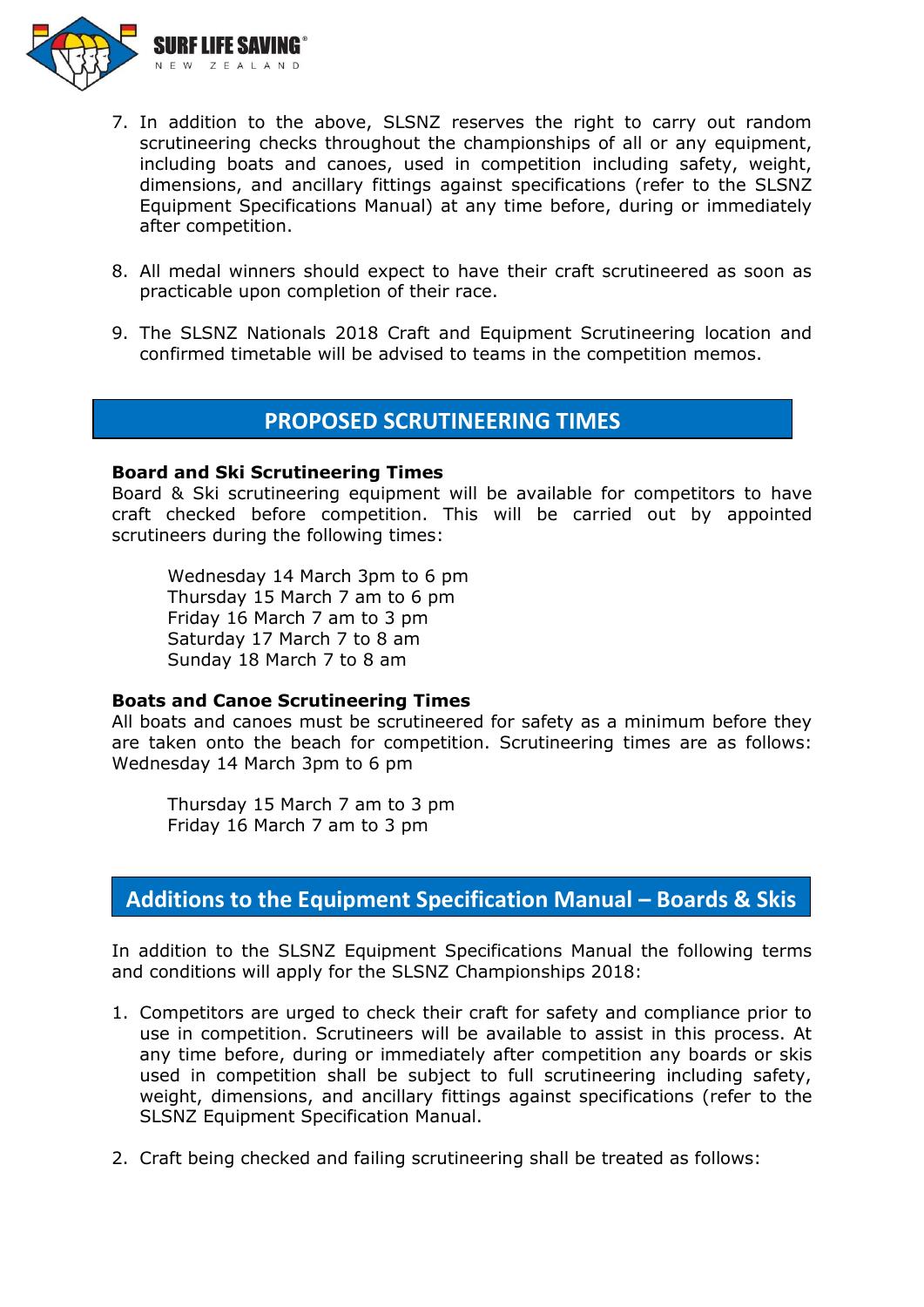7. In addition to the above, SLSNZ reserves the right to carry out random scrutineering checks throughout the championships of all or any equipment, including boats and canoes, used in competition including safety, weight, dimensions, and ancillary fittings against specifications (refer to the SLSNZ Equipment Specifications Manual) at any time before, during or immediately after competition.

8. All medal winners should expect to have their craft scrutineered as soon as practicable upon completion of their race.

9. The SLSNZ Nationals 2018 Craft and Equipment Scrutineering location and confirmed timetable will be advised to teams in the competition memos.

## PROPOSED SCRUTINEERING TIMES

**Board and Ski Scrutineering Times**
Board & Ski scrutineering equipment will be available for competitors to have craft checked before competition. This will be carried out by appointed scrutineers during the following times:

Wednesday 14 March 3pm to 6 pm
Thursday 15 March 7 am to 6 pm
Friday 16 March 7 am to 3 pm
Saturday 17 March 7 to 8 am
Sunday 18 March 7 to 8 am

**Boats and Canoe Scrutineering Times**
All boats and canoes must be scrutineered for safety as a minimum before they are taken onto the beach for competition. Scrutineering times are as follows: Wednesday 14 March 3pm to 6 pm

Thursday 15 March 7 am to 3 pm
Friday 16 March 7 am to 3 pm

## Additions to the Equipment Specification Manual – Boards & Skis

In addition to the SLSNZ Equipment Specifications Manual the following terms and conditions will apply for the SLSNZ Championships 2018:

1. Competitors are urged to check their craft for safety and compliance prior to use in competition. Scrutineers will be available to assist in this process. At any time before, during or immediately after competition any boards or skis used in competition shall be subject to full scrutineering including safety, weight, dimensions, and ancillary fittings against specifications (refer to the SLSNZ Equipment Specification Manual.

2. Craft being checked and failing scrutineering shall be treated as follows: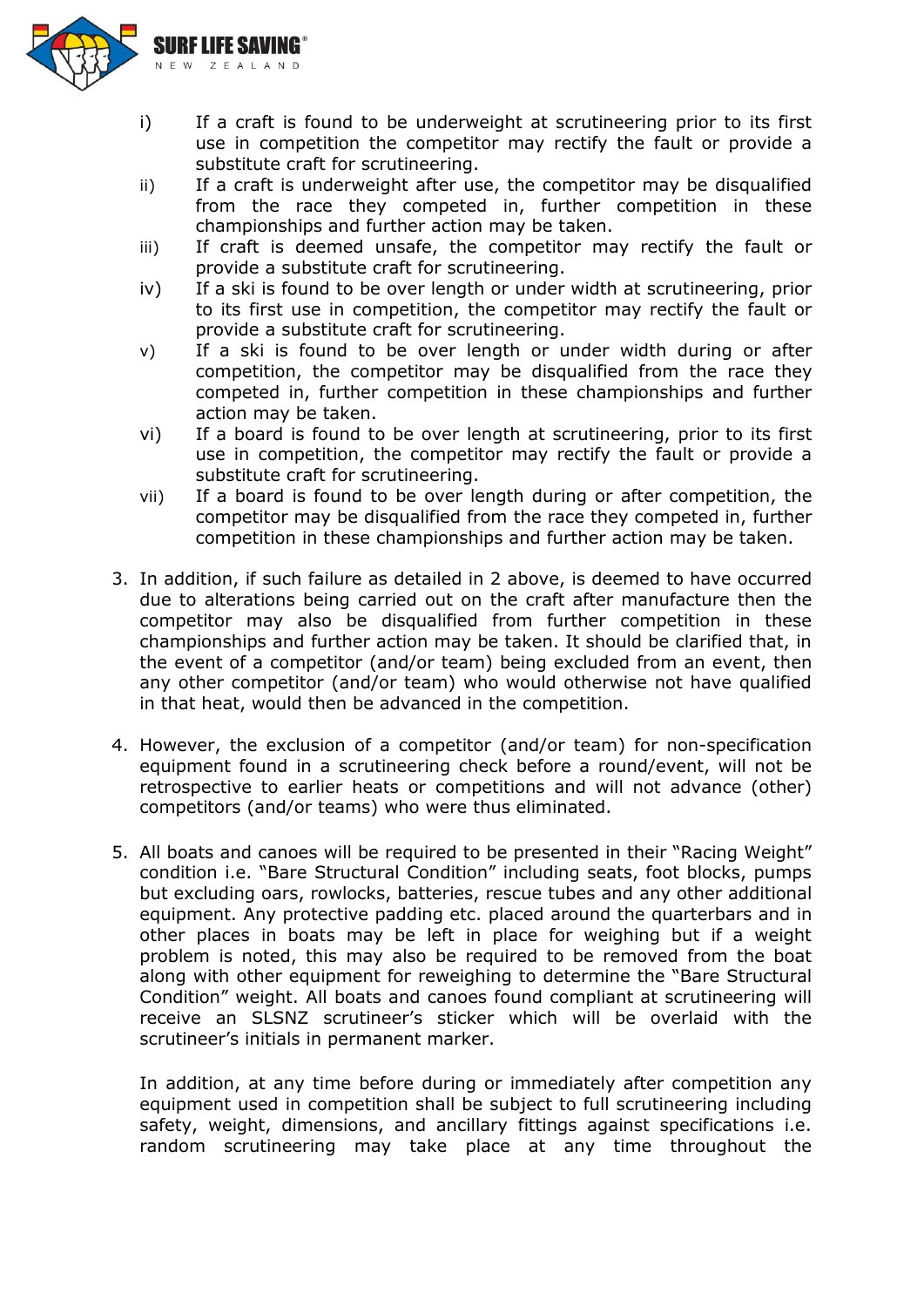i) If a craft is found to be underweight at scrutineering prior to its first use in competition the competitor may rectify the fault or provide a substitute craft for scrutineering.

ii) If a craft is underweight after use, the competitor may be disqualified from the race they competed in, further competition in these championships and further action may be taken.

iii) If craft is deemed unsafe, the competitor may rectify the fault or provide a substitute craft for scrutineering.

iv) If a ski is found to be over length or under width at scrutineering, prior to its first use in competition, the competitor may rectify the fault or provide a substitute craft for scrutineering.

v) If a ski is found to be over length or under width during or after competition, the competitor may be disqualified from the race they competed in, further competition in these championships and further action may be taken.

vi) If a board is found to be over length at scrutineering, prior to its first use in competition, the competitor may rectify the fault or provide a substitute craft for scrutineering.

vii) If a board is found to be over length during or after competition, the competitor may be disqualified from the race they competed in, further competition in these championships and further action may be taken.

3. In addition, if such failure as detailed in 2 above, is deemed to have occurred due to alterations being carried out on the craft after manufacture then the competitor may also be disqualified from further competition in these championships and further action may be taken. It should be clarified that, in the event of a competitor (and/or team) being excluded from an event, then any other competitor (and/or team) who would otherwise not have qualified in that heat, would then be advanced in the competition.

4. However, the exclusion of a competitor (and/or team) for non-specification equipment found in a scrutineering check before a round/event, will not be retrospective to earlier heats or competitions and will not advance (other) competitors (and/or teams) who were thus eliminated.

5. All boats and canoes will be required to be presented in their "Racing Weight" condition i.e. "Bare Structural Condition" including seats, foot blocks, pumps but excluding oars, rowlocks, batteries, rescue tubes and any other additional equipment. Any protective padding etc. placed around the quarterbars and in other places in boats may be left in place for weighing but if a weight problem is noted, this may also be required to be removed from the boat along with other equipment for reweighing to determine the "Bare Structural Condition" weight. All boats and canoes found compliant at scrutineering will receive an SLSNZ scrutineer's sticker which will be overlaid with the scrutineer's initials in permanent marker.

   In addition, at any time before during or immediately after competition any equipment used in competition shall be subject to full scrutineering including safety, weight, dimensions, and ancillary fittings against specifications i.e. random scrutineering may take place at any time throughout the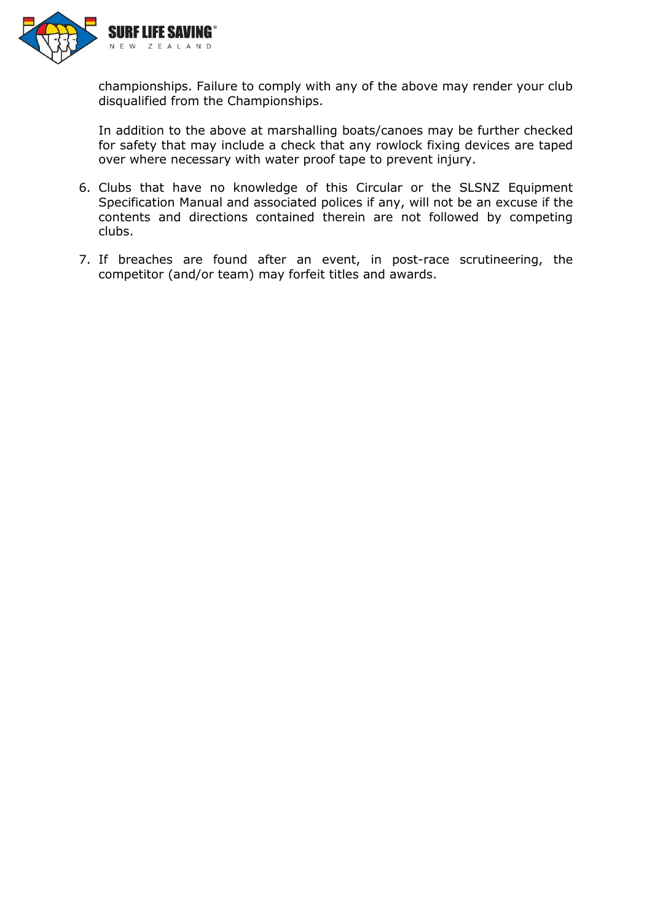championships. Failure to comply with any of the above may render your club disqualified from the Championships.

In addition to the above at marshalling boats/canoes may be further checked for safety that may include a check that any rowlock fixing devices are taped over where necessary with water proof tape to prevent injury.

6. Clubs that have no knowledge of this Circular or the SLSNZ Equipment Specification Manual and associated polices if any, will not be an excuse if the contents and directions contained therein are not followed by competing clubs.
7. If breaches are found after an event, in post-race scrutineering, the competitor (and/or team) may forfeit titles and awards.